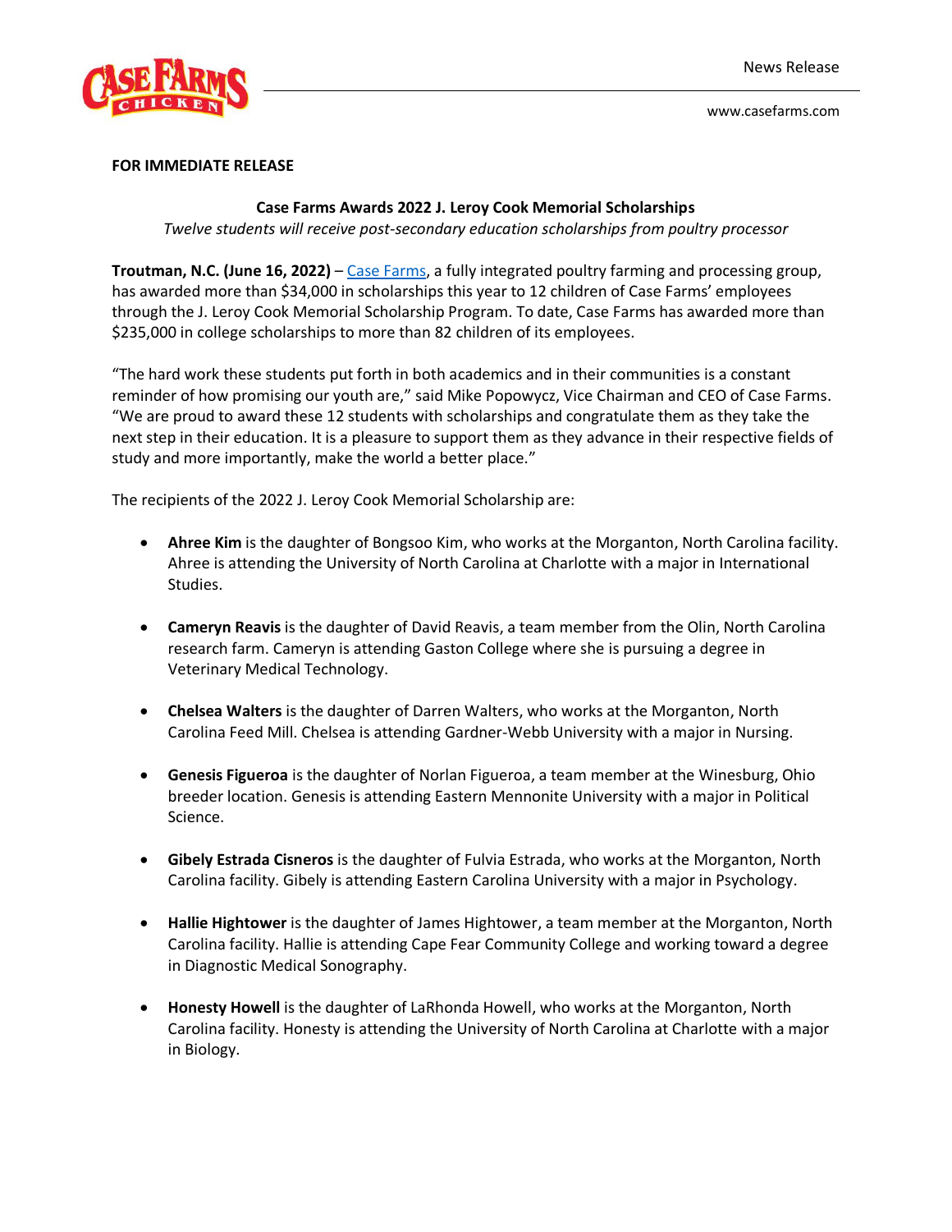News Release

www.casefarms.com

**FOR IMMEDIATE RELEASE**

**Case Farms Awards 2022 J. Leroy Cook Memorial Scholarships**

*Twelve students will receive post-secondary education scholarships from poultry processor*

**Troutman, N.C. (June 16, 2022)** – Case Farms, a fully integrated poultry farming and processing group, has awarded more than $34,000 in scholarships this year to 12 children of Case Farms' employees through the J. Leroy Cook Memorial Scholarship Program. To date, Case Farms has awarded more than $235,000 in college scholarships to more than 82 children of its employees.

"The hard work these students put forth in both academics and in their communities is a constant reminder of how promising our youth are," said Mike Popowycz, Vice Chairman and CEO of Case Farms. "We are proud to award these 12 students with scholarships and congratulate them as they take the next step in their education. It is a pleasure to support them as they advance in their respective fields of study and more importantly, make the world a better place."

The recipients of the 2022 J. Leroy Cook Memorial Scholarship are:

- **Ahree Kim** is the daughter of Bongsoo Kim, who works at the Morganton, North Carolina facility. Ahree is attending the University of North Carolina at Charlotte with a major in International Studies.
- **Cameryn Reavis** is the daughter of David Reavis, a team member from the Olin, North Carolina research farm. Cameryn is attending Gaston College where she is pursuing a degree in Veterinary Medical Technology.
- **Chelsea Walters** is the daughter of Darren Walters, who works at the Morganton, North Carolina Feed Mill. Chelsea is attending Gardner-Webb University with a major in Nursing.
- **Genesis Figueroa** is the daughter of Norlan Figueroa, a team member at the Winesburg, Ohio breeder location. Genesis is attending Eastern Mennonite University with a major in Political Science.
- **Gibely Estrada Cisneros** is the daughter of Fulvia Estrada, who works at the Morganton, North Carolina facility. Gibely is attending Eastern Carolina University with a major in Psychology.
- **Hallie Hightower** is the daughter of James Hightower, a team member at the Morganton, North Carolina facility. Hallie is attending Cape Fear Community College and working toward a degree in Diagnostic Medical Sonography.
- **Honesty Howell** is the daughter of LaRhonda Howell, who works at the Morganton, North Carolina facility. Honesty is attending the University of North Carolina at Charlotte with a major in Biology.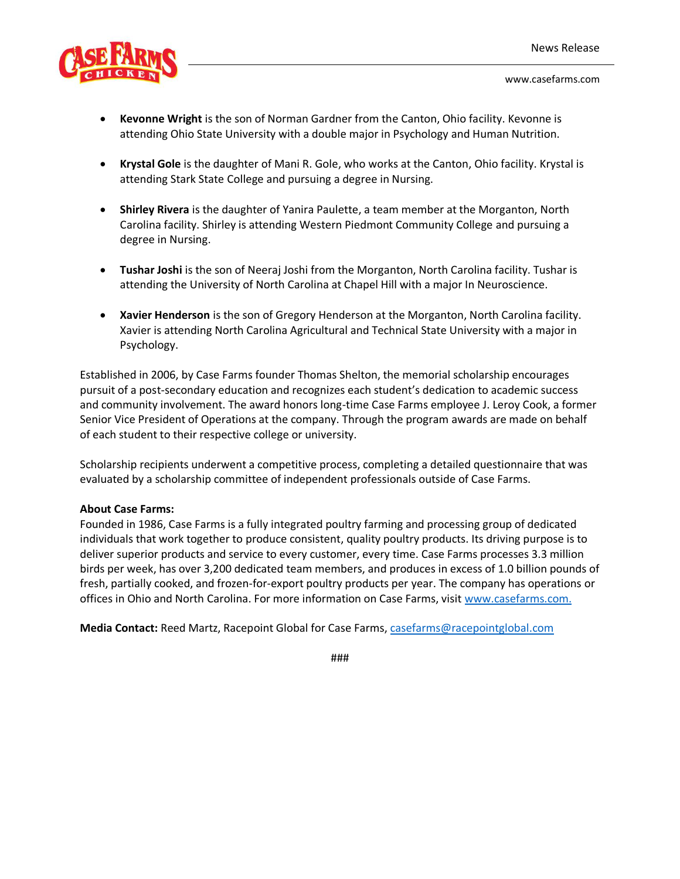- **Kevonne Wright** is the son of Norman Gardner from the Canton, Ohio facility. Kevonne is attending Ohio State University with a double major in Psychology and Human Nutrition.

- **Krystal Gole** is the daughter of Mani R. Gole, who works at the Canton, Ohio facility. Krystal is attending Stark State College and pursuing a degree in Nursing.

- **Shirley Rivera** is the daughter of Yanira Paulette, a team member at the Morganton, North Carolina facility. Shirley is attending Western Piedmont Community College and pursuing a degree in Nursing.

- **Tushar Joshi** is the son of Neeraj Joshi from the Morganton, North Carolina facility. Tushar is attending the University of North Carolina at Chapel Hill with a major In Neuroscience.

- **Xavier Henderson** is the son of Gregory Henderson at the Morganton, North Carolina facility. Xavier is attending North Carolina Agricultural and Technical State University with a major in Psychology.

Established in 2006, by Case Farms founder Thomas Shelton, the memorial scholarship encourages pursuit of a post-secondary education and recognizes each student's dedication to academic success and community involvement. The award honors long-time Case Farms employee J. Leroy Cook, a former Senior Vice President of Operations at the company. Through the program awards are made on behalf of each student to their respective college or university.

Scholarship recipients underwent a competitive process, completing a detailed questionnaire that was evaluated by a scholarship committee of independent professionals outside of Case Farms.

**About Case Farms:**
Founded in 1986, Case Farms is a fully integrated poultry farming and processing group of dedicated individuals that work together to produce consistent, quality poultry products. Its driving purpose is to deliver superior products and service to every customer, every time. Case Farms processes 3.3 million birds per week, has over 3,200 dedicated team members, and produces in excess of 1.0 billion pounds of fresh, partially cooked, and frozen-for-export poultry products per year. The company has operations or offices in Ohio and North Carolina. For more information on Case Farms, visit www.casefarms.com.

**Media Contact:** Reed Martz, Racepoint Global for Case Farms, casefarms@racepointglobal.com

###